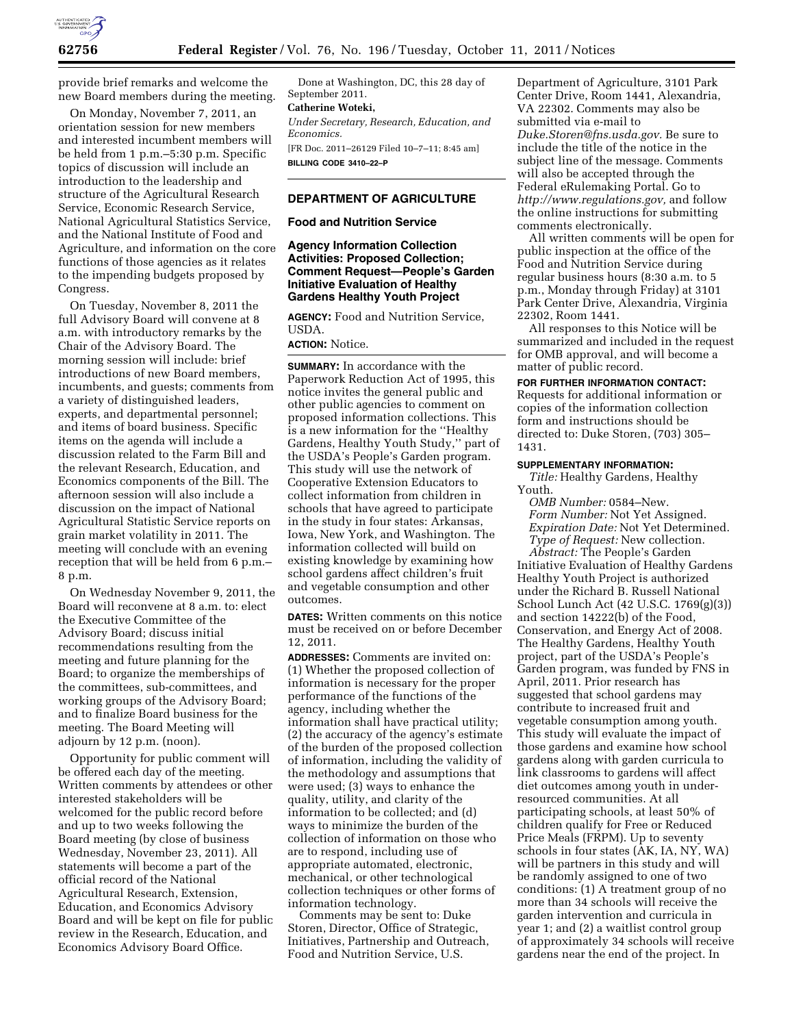provide brief remarks and welcome the new Board members during the meeting.

On Monday, November 7, 2011, an orientation session for new members and interested incumbent members will be held from 1 p.m.–5:30 p.m. Specific topics of discussion will include an introduction to the leadership and structure of the Agricultural Research Service, Economic Research Service, National Agricultural Statistics Service, and the National Institute of Food and Agriculture, and information on the core functions of those agencies as it relates to the impending budgets proposed by Congress.

On Tuesday, November 8, 2011 the full Advisory Board will convene at 8 a.m. with introductory remarks by the Chair of the Advisory Board. The morning session will include: brief introductions of new Board members, incumbents, and guests; comments from a variety of distinguished leaders, experts, and departmental personnel; and items of board business. Specific items on the agenda will include a discussion related to the Farm Bill and the relevant Research, Education, and Economics components of the Bill. The afternoon session will also include a discussion on the impact of National Agricultural Statistic Service reports on grain market volatility in 2011. The meeting will conclude with an evening reception that will be held from 6 p.m.–8 p.m.

On Wednesday November 9, 2011, the Board will reconvene at 8 a.m. to: elect the Executive Committee of the Advisory Board; discuss initial recommendations resulting from the meeting and future planning for the Board; to organize the memberships of the committees, sub-committees, and working groups of the Advisory Board; and to finalize Board business for the meeting. The Board Meeting will adjourn by 12 p.m. (noon).

Opportunity for public comment will be offered each day of the meeting. Written comments by attendees or other interested stakeholders will be welcomed for the public record before and up to two weeks following the Board meeting (by close of business Wednesday, November 23, 2011). All statements will become a part of the official record of the National Agricultural Research, Extension, Education, and Economics Advisory Board and will be kept on file for public review in the Research, Education, and Economics Advisory Board Office.

Done at Washington, DC, this 28 day of September 2011.

**Catherine Woteki,**

*Under Secretary, Research, Education, and Economics.*

[FR Doc. 2011–26129 Filed 10–7–11; 8:45 am]

**BILLING CODE 3410–22–P**

---

## DEPARTMENT OF AGRICULTURE

### Food and Nutrition Service

### Agency Information Collection Activities: Proposed Collection; Comment Request—People's Garden Initiative Evaluation of Healthy Gardens Healthy Youth Project

**AGENCY:** Food and Nutrition Service, USDA.

**ACTION:** Notice.

**SUMMARY:** In accordance with the Paperwork Reduction Act of 1995, this notice invites the general public and other public agencies to comment on proposed information collections. This is a new information for the ''Healthy Gardens, Healthy Youth Study,'' part of the USDA's People's Garden program. This study will use the network of Cooperative Extension Educators to collect information from children in schools that have agreed to participate in the study in four states: Arkansas, Iowa, New York, and Washington. The information collected will build on existing knowledge by examining how school gardens affect children's fruit and vegetable consumption and other outcomes.

**DATES:** Written comments on this notice must be received on or before December 12, 2011.

**ADDRESSES:** Comments are invited on: (1) Whether the proposed collection of information is necessary for the proper performance of the functions of the agency, including whether the information shall have practical utility; (2) the accuracy of the agency's estimate of the burden of the proposed collection of information, including the validity of the methodology and assumptions that were used; (3) ways to enhance the quality, utility, and clarity of the information to be collected; and (d) ways to minimize the burden of the collection of information on those who are to respond, including use of appropriate automated, electronic, mechanical, or other technological collection techniques or other forms of information technology.

Comments may be sent to: Duke Storen, Director, Office of Strategic, Initiatives, Partnership and Outreach, Food and Nutrition Service, U.S. Department of Agriculture, 3101 Park Center Drive, Room 1441, Alexandria, VA 22302. Comments may also be submitted via e-mail to *Duke.Storen@fns.usda.gov.* Be sure to include the title of the notice in the subject line of the message. Comments will also be accepted through the Federal eRulemaking Portal. Go to *http://www.regulations.gov,* and follow the online instructions for submitting comments electronically.

All written comments will be open for public inspection at the office of the Food and Nutrition Service during regular business hours (8:30 a.m. to 5 p.m., Monday through Friday) at 3101 Park Center Drive, Alexandria, Virginia 22302, Room 1441.

All responses to this Notice will be summarized and included in the request for OMB approval, and will become a matter of public record.

**FOR FURTHER INFORMATION CONTACT:** Requests for additional information or copies of the information collection form and instructions should be directed to: Duke Storen, (703) 305–1431.

**SUPPLEMENTARY INFORMATION:**

*Title:* Healthy Gardens, Healthy Youth.

*OMB Number:* 0584–New.

*Form Number:* Not Yet Assigned.

*Expiration Date:* Not Yet Determined.

*Type of Request:* New collection.

*Abstract:* The People's Garden Initiative Evaluation of Healthy Gardens Healthy Youth Project is authorized under the Richard B. Russell National School Lunch Act (42 U.S.C. 1769(g)(3)) and section 14222(b) of the Food, Conservation, and Energy Act of 2008. The Healthy Gardens, Healthy Youth project, part of the USDA's People's Garden program, was funded by FNS in April, 2011. Prior research has suggested that school gardens may contribute to increased fruit and vegetable consumption among youth. This study will evaluate the impact of those gardens and examine how school gardens along with garden curricula to link classrooms to gardens will affect diet outcomes among youth in under-resourced communities. At all participating schools, at least 50% of children qualify for Free or Reduced Price Meals (FRPM). Up to seventy schools in four states (AK, IA, NY, WA) will be partners in this study and will be randomly assigned to one of two conditions: (1) A treatment group of no more than 34 schools will receive the garden intervention and curricula in year 1; and (2) a waitlist control group of approximately 34 schools will receive gardens near the end of the project. In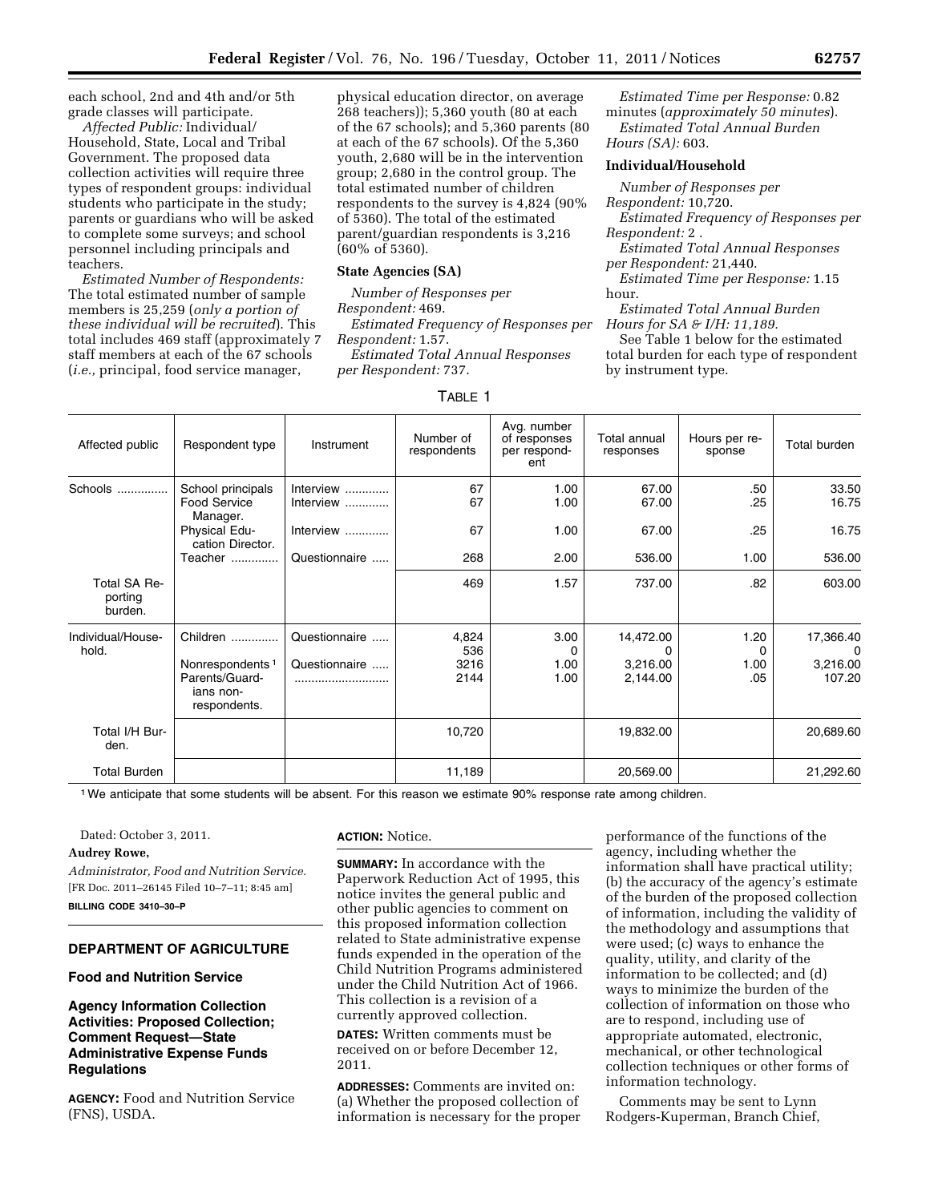each school, 2nd and 4th and/or 5th grade classes will participate.

*Affected Public:* Individual/Household, State, Local and Tribal Government. The proposed data collection activities will require three types of respondent groups: individual students who participate in the study; parents or guardians who will be asked to complete some surveys; and school personnel including principals and teachers.

*Estimated Number of Respondents:* The total estimated number of sample members is 25,259 (*only a portion of these individual will be recruited*). This total includes 469 staff (approximately 7 staff members at each of the 67 schools (*i.e.,* principal, food service manager, physical education director, on average 268 teachers)); 5,360 youth (80 at each of the 67 schools); and 5,360 parents (80 at each of the 67 schools). Of the 5,360 youth, 2,680 will be in the intervention group; 2,680 in the control group. The total estimated number of children respondents to the survey is 4,824 (90% of 5360). The total of the estimated parent/guardian respondents is 3,216 (60% of 5360).

**State Agencies (SA)**

*Number of Responses per Respondent:* 469.

*Estimated Frequency of Responses per Respondent:* 1.57.

*Estimated Total Annual Responses per Respondent:* 737.

*Estimated Time per Response:* 0.82 minutes (*approximately 50 minutes*).

*Estimated Total Annual Burden Hours (SA):* 603.

**Individual/Household**

*Number of Responses per Respondent:* 10,720.

*Estimated Frequency of Responses per Respondent:* 2 .

*Estimated Total Annual Responses per Respondent:* 21,440.

*Estimated Time per Response:* 1.15 hour.

*Estimated Total Annual Burden Hours for SA & I/H: 11,189.*

See Table 1 below for the estimated total burden for each type of respondent by instrument type.

TABLE 1

| Affected public | Respondent type | Instrument | Number of respondents | Avg. number of responses per respondent | Total annual responses | Hours per response | Total burden |
|---|---|---|---|---|---|---|---|
| Schools | School principals | Interview | 67 | 1.00 | 67.00 | .50 | 33.50 |
| | Food Service Manager. | Interview | 67 | 1.00 | 67.00 | .25 | 16.75 |
| | Physical Education Director. | Interview | 67 | 1.00 | 67.00 | .25 | 16.75 |
| | Teacher | Questionnaire | 268 | 2.00 | 536.00 | 1.00 | 536.00 |
| Total SA Reporting burden. | | | 469 | 1.57 | 737.00 | .82 | 603.00 |
| Individual/Household. | Children | Questionnaire | 4,824 | 3.00 | 14,472.00 | 1.20 | 17,366.40 |
| | Nonrespondents [1] | | 536 | 0 | 0 | 0 | 0 |
| | Parents/Guardians | Questionnaire | 3216 | 1.00 | 3,216.00 | 1.00 | 3,216.00 |
| | non-respondents. | | 2144 | 1.00 | 2,144.00 | .05 | 107.20 |
| Total I/H Burden. | | | 10,720 | | 19,832.00 | | 20,689.60 |
| Total Burden | | | 11,189 | | 20,569.00 | | 21,292.60 |

[1] We anticipate that some students will be absent. For this reason we estimate 90% response rate among children.

Dated: October 3, 2011.

**Audrey Rowe,**

*Administrator, Food and Nutrition Service.*

[FR Doc. 2011–26145 Filed 10–7–11; 8:45 am]

**BILLING CODE 3410–30–P**

## DEPARTMENT OF AGRICULTURE

### Food and Nutrition Service

### Agency Information Collection Activities: Proposed Collection; Comment Request—State Administrative Expense Funds Regulations

**AGENCY:** Food and Nutrition Service (FNS), USDA.

**ACTION:** Notice.

**SUMMARY:** In accordance with the Paperwork Reduction Act of 1995, this notice invites the general public and other public agencies to comment on this proposed information collection related to State administrative expense funds expended in the operation of the Child Nutrition Programs administered under the Child Nutrition Act of 1966. This collection is a revision of a currently approved collection.

**DATES:** Written comments must be received on or before December 12, 2011.

**ADDRESSES:** Comments are invited on: (a) Whether the proposed collection of information is necessary for the proper performance of the functions of the agency, including whether the information shall have practical utility; (b) the accuracy of the agency's estimate of the burden of the proposed collection of information, including the validity of the methodology and assumptions that were used; (c) ways to enhance the quality, utility, and clarity of the information to be collected; and (d) ways to minimize the burden of the collection of information on those who are to respond, including use of appropriate automated, electronic, mechanical, or other technological collection techniques or other forms of information technology.

Comments may be sent to Lynn Rodgers-Kuperman, Branch Chief,